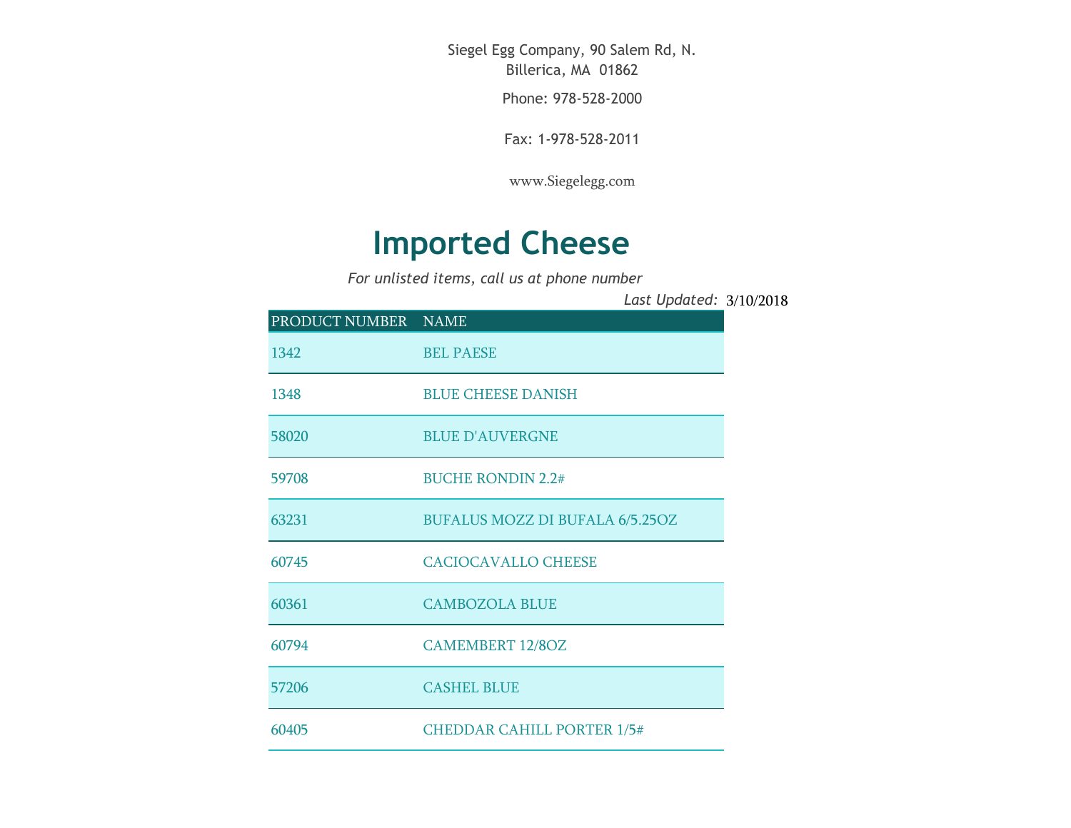Siegel Egg Company, 90 Salem Rd, N. Billerica, MA 01862

Phone: 978-528-2000

Fax: 1-978-528-2011

www.Siegelegg.com

# Imported Cheese

*For unlisted items, call us at phone number*

*Last Updated:* 3/10/2018

| PRODUCT NUMBER | NAME |
|---|---|
| 1342 | BEL PAESE |
| 1348 | BLUE CHEESE DANISH |
| 58020 | BLUE D'AUVERGNE |
| 59708 | BUCHE RONDIN 2.2# |
| 63231 | BUFALUS MOZZ DI BUFALA 6/5.25OZ |
| 60745 | CACIOCAVALLO CHEESE |
| 60361 | CAMBOZOLA BLUE |
| 60794 | CAMEMBERT 12/8OZ |
| 57206 | CASHEL BLUE |
| 60405 | CHEDDAR CAHILL PORTER 1/5# |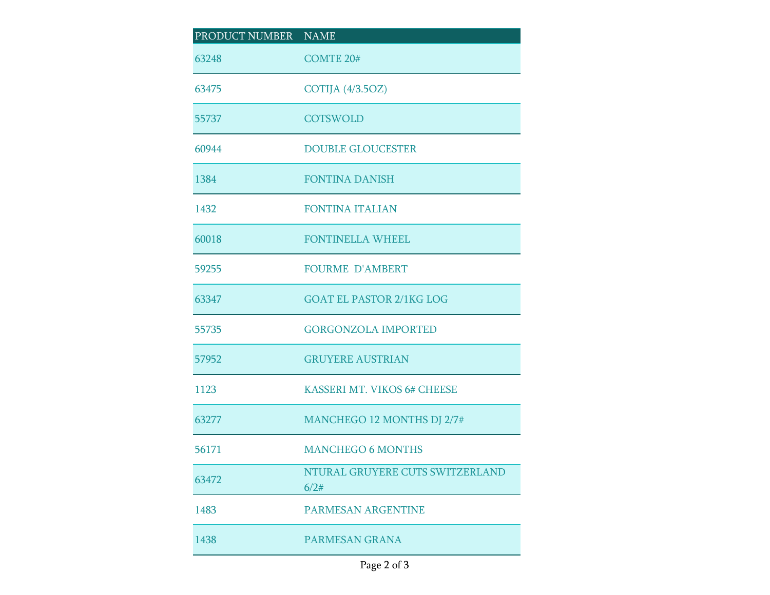| PRODUCT NUMBER | NAME |
| --- | --- |
| 63248 | COMTE 20# |
| 63475 | COTIJA (4/3.5OZ) |
| 55737 | COTSWOLD |
| 60944 | DOUBLE GLOUCESTER |
| 1384 | FONTINA DANISH |
| 1432 | FONTINA ITALIAN |
| 60018 | FONTINELLA WHEEL |
| 59255 | FOURME  D'AMBERT |
| 63347 | GOAT EL PASTOR 2/1KG LOG |
| 55735 | GORGONZOLA IMPORTED |
| 57952 | GRUYERE AUSTRIAN |
| 1123 | KASSERI MT. VIKOS 6# CHEESE |
| 63277 | MANCHEGO 12 MONTHS DJ 2/7# |
| 56171 | MANCHEGO 6 MONTHS |
| 63472 | NTURAL GRUYERE CUTS SWITZERLAND 6/2# |
| 1483 | PARMESAN ARGENTINE |
| 1438 | PARMESAN GRANA |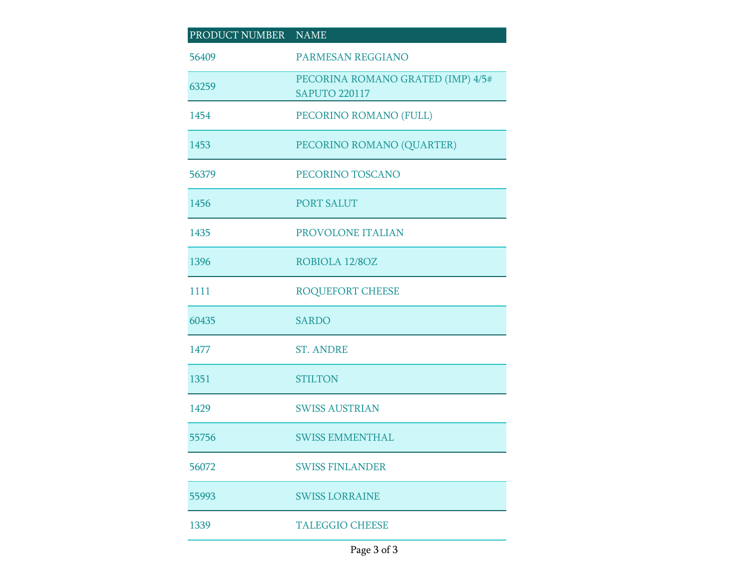| PRODUCT NUMBER | NAME |
| --- | --- |
| 56409 | PARMESAN REGGIANO |
| 63259 | PECORINA ROMANO GRATED (IMP) 4/5# SAPUTO 220117 |
| 1454 | PECORINO ROMANO (FULL) |
| 1453 | PECORINO ROMANO (QUARTER) |
| 56379 | PECORINO TOSCANO |
| 1456 | PORT SALUT |
| 1435 | PROVOLONE ITALIAN |
| 1396 | ROBIOLA 12/8OZ |
| 1111 | ROQUEFORT CHEESE |
| 60435 | SARDO |
| 1477 | ST. ANDRE |
| 1351 | STILTON |
| 1429 | SWISS AUSTRIAN |
| 55756 | SWISS EMMENTHAL |
| 56072 | SWISS FINLANDER |
| 55993 | SWISS LORRAINE |
| 1339 | TALEGGIO CHEESE |